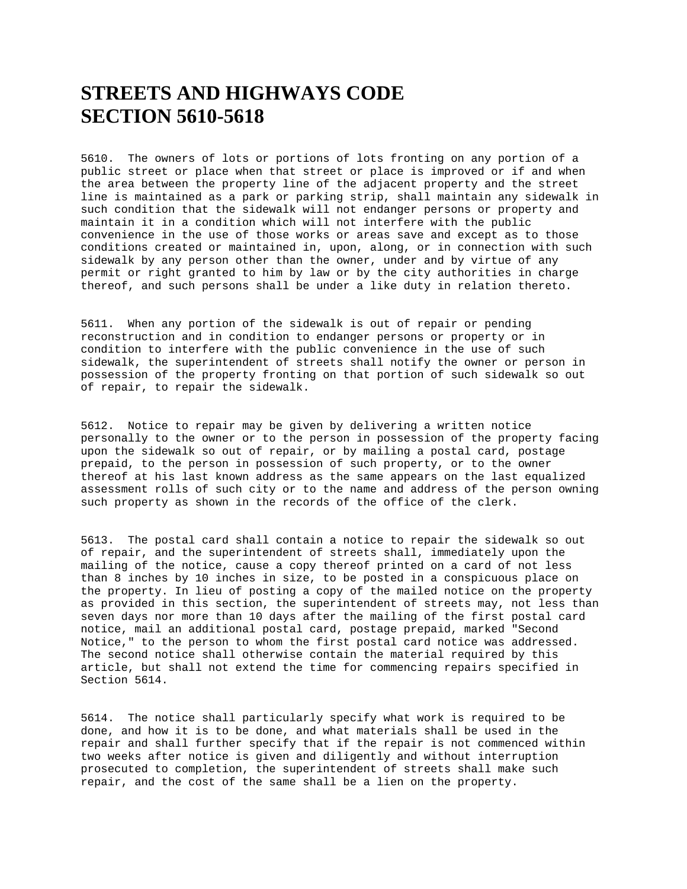# STREETS AND HIGHWAYS CODE SECTION 5610-5618

5610. The owners of lots or portions of lots fronting on any portion of a public street or place when that street or place is improved or if and when the area between the property line of the adjacent property and the street line is maintained as a park or parking strip, shall maintain any sidewalk in such condition that the sidewalk will not endanger persons or property and maintain it in a condition which will not interfere with the public convenience in the use of those works or areas save and except as to those conditions created or maintained in, upon, along, or in connection with such sidewalk by any person other than the owner, under and by virtue of any permit or right granted to him by law or by the city authorities in charge thereof, and such persons shall be under a like duty in relation thereto.

5611. When any portion of the sidewalk is out of repair or pending reconstruction and in condition to endanger persons or property or in condition to interfere with the public convenience in the use of such sidewalk, the superintendent of streets shall notify the owner or person in possession of the property fronting on that portion of such sidewalk so out of repair, to repair the sidewalk.

5612. Notice to repair may be given by delivering a written notice personally to the owner or to the person in possession of the property facing upon the sidewalk so out of repair, or by mailing a postal card, postage prepaid, to the person in possession of such property, or to the owner thereof at his last known address as the same appears on the last equalized assessment rolls of such city or to the name and address of the person owning such property as shown in the records of the office of the clerk.

5613. The postal card shall contain a notice to repair the sidewalk so out of repair, and the superintendent of streets shall, immediately upon the mailing of the notice, cause a copy thereof printed on a card of not less than 8 inches by 10 inches in size, to be posted in a conspicuous place on the property. In lieu of posting a copy of the mailed notice on the property as provided in this section, the superintendent of streets may, not less than seven days nor more than 10 days after the mailing of the first postal card notice, mail an additional postal card, postage prepaid, marked "Second Notice," to the person to whom the first postal card notice was addressed. The second notice shall otherwise contain the material required by this article, but shall not extend the time for commencing repairs specified in Section 5614.

5614. The notice shall particularly specify what work is required to be done, and how it is to be done, and what materials shall be used in the repair and shall further specify that if the repair is not commenced within two weeks after notice is given and diligently and without interruption prosecuted to completion, the superintendent of streets shall make such repair, and the cost of the same shall be a lien on the property.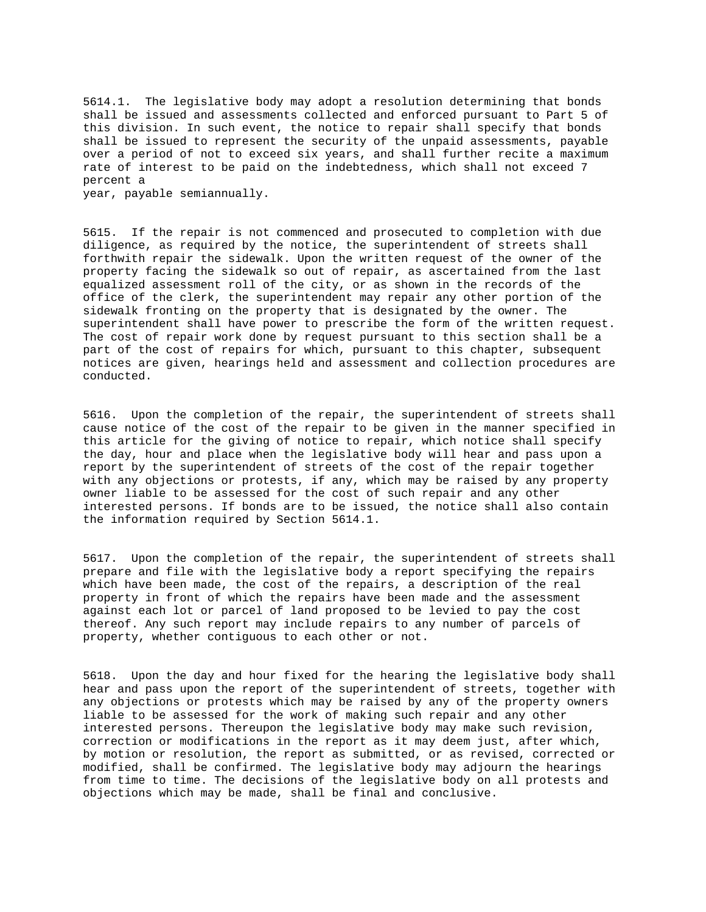5614.1. The legislative body may adopt a resolution determining that bonds shall be issued and assessments collected and enforced pursuant to Part 5 of this division. In such event, the notice to repair shall specify that bonds shall be issued to represent the security of the unpaid assessments, payable over a period of not to exceed six years, and shall further recite a maximum rate of interest to be paid on the indebtedness, which shall not exceed 7 percent a year, payable semiannually.

5615. If the repair is not commenced and prosecuted to completion with due diligence, as required by the notice, the superintendent of streets shall forthwith repair the sidewalk. Upon the written request of the owner of the property facing the sidewalk so out of repair, as ascertained from the last equalized assessment roll of the city, or as shown in the records of the office of the clerk, the superintendent may repair any other portion of the sidewalk fronting on the property that is designated by the owner. The superintendent shall have power to prescribe the form of the written request. The cost of repair work done by request pursuant to this section shall be a part of the cost of repairs for which, pursuant to this chapter, subsequent notices are given, hearings held and assessment and collection procedures are conducted.

5616. Upon the completion of the repair, the superintendent of streets shall cause notice of the cost of the repair to be given in the manner specified in this article for the giving of notice to repair, which notice shall specify the day, hour and place when the legislative body will hear and pass upon a report by the superintendent of streets of the cost of the repair together with any objections or protests, if any, which may be raised by any property owner liable to be assessed for the cost of such repair and any other interested persons. If bonds are to be issued, the notice shall also contain the information required by Section 5614.1.

5617. Upon the completion of the repair, the superintendent of streets shall prepare and file with the legislative body a report specifying the repairs which have been made, the cost of the repairs, a description of the real property in front of which the repairs have been made and the assessment against each lot or parcel of land proposed to be levied to pay the cost thereof. Any such report may include repairs to any number of parcels of property, whether contiguous to each other or not.

5618. Upon the day and hour fixed for the hearing the legislative body shall hear and pass upon the report of the superintendent of streets, together with any objections or protests which may be raised by any of the property owners liable to be assessed for the work of making such repair and any other interested persons. Thereupon the legislative body may make such revision, correction or modifications in the report as it may deem just, after which, by motion or resolution, the report as submitted, or as revised, corrected or modified, shall be confirmed. The legislative body may adjourn the hearings from time to time. The decisions of the legislative body on all protests and objections which may be made, shall be final and conclusive.